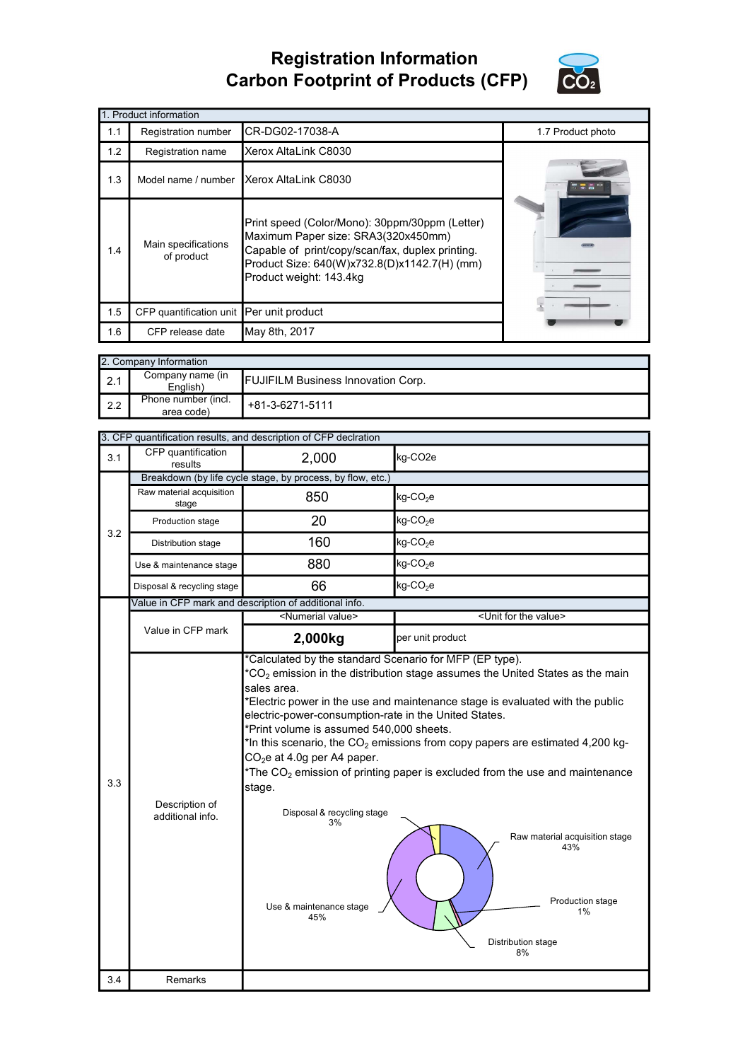# Registration Information
# Carbon Footprint of Products (CFP)

| 1. Product information | | | |
|---|---|---|---|
| 1.1 | Registration number | CR-DG02-17038-A | 1.7 Product photo |
| 1.2 | Registration name | Xerox AltaLink C8030 | |
| 1.3 | Model name / number | Xerox AltaLink C8030 | |
| 1.4 | Main specifications of product | Print speed (Color/Mono): 30ppm/30ppm (Letter)<br>Maximum Paper size: SRA3(320x450mm)<br>Capable of print/copy/scan/fax, duplex printing.<br>Product Size: 640(W)x732.8(D)x1142.7(H) (mm)<br>Product weight: 143.4kg | |
| 1.5 | CFP quantification unit | Per unit product | |
| 1.6 | CFP release date | May 8th, 2017 | |

| 2. Company Information | | |
|---|---|---|
| 2.1 | Company name (in English) | FUJIFILM Business Innovation Corp. |
| 2.2 | Phone number (incl. area code) | +81-3-6271-5111 |

| 3. CFP quantification results, and description of CFP declration | | | |
|---|---|---|---|
| 3.1 | CFP quantification results | 2,000 | kg-CO2e |
| 3.2 | Breakdown (by life cycle stage, by process, by flow, etc.) | | |
| | Raw material acquisition stage | 850 | kg-$CO_2$e |
| | Production stage | 20 | kg-$CO_2$e |
| | Distribution stage | 160 | kg-$CO_2$e |
| | Use & maintenance stage | 880 | kg-$CO_2$e |
| | Disposal & recycling stage | 66 | kg-$CO_2$e |
| 3.3 | Value in CFP mark and description of additional info. | | |
| | Value in CFP mark | <Numerial value> | <Unit for the value> |
| | | **2,000kg** | per unit product |
| | Description of additional info. | *Calculated by the standard Scenario for MFP (EP type).<br>*$CO_2$ emission in the distribution stage assumes the United States as the main sales area.<br>*Electric power in the use and maintenance stage is evaluated with the public electric-power-consumption-rate in the United States.<br>*Print volume is assumed 540,000 sheets.<br>*In this scenario, the $CO_2$ emissions from copy papers are estimated 4,200 kg-$CO_2$e at 4.0g per A4 paper.<br>*The $CO_2$ emission of printing paper is excluded from the use and maintenance stage.<br><br>Raw material acquisition stage 43%<br>Production stage 1%<br>Distribution stage 8%<br>Use & maintenance stage 45%<br>Disposal & recycling stage 3% | |
| 3.4 | Remarks | | |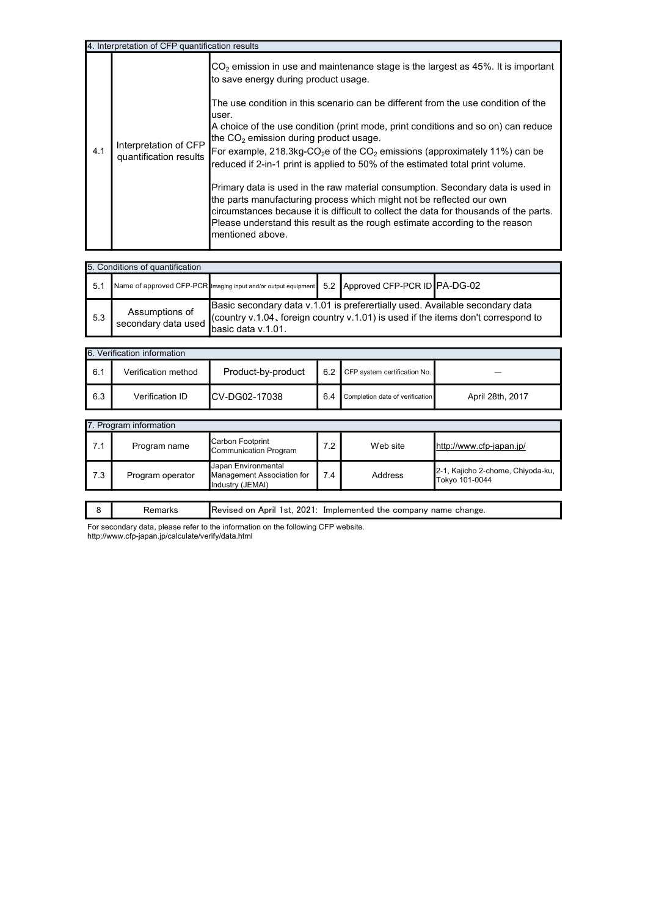| 4. Interpretation of CFP quantification results | | |
|---|---|---|
| 4.1 | Interpretation of CFP quantification results | $CO_2$ emission in use and maintenance stage is the largest as 45%. It is important to save energy during product usage.<br><br>The use condition in this scenario can be different from the use condition of the user.<br>A choice of the use condition (print mode, print conditions and so on) can reduce the $CO_2$ emission during product usage.<br>For example, 218.3kg-$CO_2$e of the $CO_2$ emissions (approximately 11%) can be reduced if 2-in-1 print is applied to 50% of the estimated total print volume.<br><br>Primary data is used in the raw material consumption. Secondary data is used in the parts manufacturing process which might not be reflected our own circumstances because it is difficult to collect the data for thousands of the parts. Please understand this result as the rough estimate according to the reason mentioned above. |

| 5. Conditions of quantification | | | | | |
|---|---|---|---|---|---|
| 5.1 | Name of approved CFP-PCR | Imaging input and/or output equipment | 5.2 | Approved CFP-PCR ID | PA-DG-02 |
| 5.3 | Assumptions of secondary data used | Basic secondary data v.1.01 is preferertially used. Available secondary data (country v.1.04、foreign country v.1.01) is used if the items don't correspond to basic data v.1.01. | | | |

| 6. Verification information | | | | | |
|---|---|---|---|---|---|
| 6.1 | Verification method | Product-by-product | 6.2 | CFP system certification No. | — |
| 6.3 | Verification ID | CV-DG02-17038 | 6.4 | Completion date of verification | April 28th, 2017 |

| 7. Program information | | | | | |
|---|---|---|---|---|---|
| 7.1 | Program name | Carbon Footprint Communication Program | 7.2 | Web site | http://www.cfp-japan.jp/ |
| 7.3 | Program operator | Japan Environmental Management Association for Industry (JEMAI) | 7.4 | Address | 2-1, Kajicho 2-chome, Chiyoda-ku, Tokyo 101-0044 |

| | | |
|---|---|---|
| 8 | Remarks | Revised on April 1st, 2021: Implemented the company name change. |

For secondary data, please refer to the information on the following CFP website.
http://www.cfp-japan.jp/calculate/verify/data.html